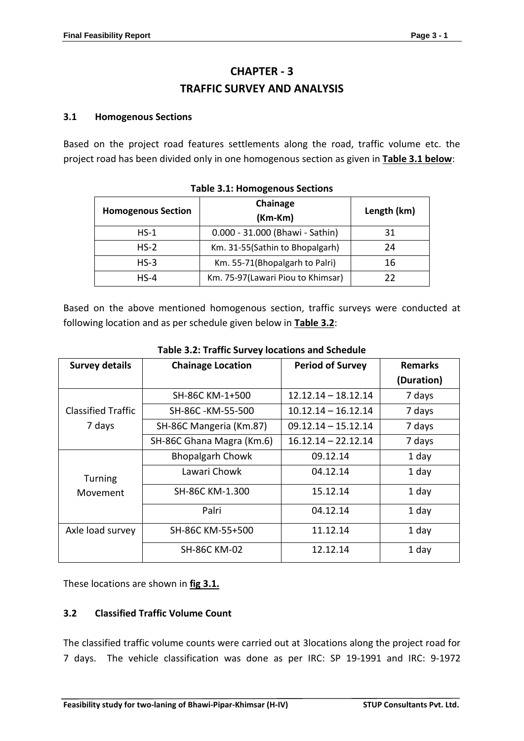# CHAPTER - 3
# TRAFFIC SURVEY AND ANALYSIS

## 3.1 Homogenous Sections

Based on the project road features settlements along the road, traffic volume etc. the project road has been divided only in one homogenous section as given in **Table 3.1 below**:

**Table 3.1: Homogenous Sections**

| Homogenous Section | Chainage (Km-Km) | Length (km) |
|---|---|---|
| HS-1 | 0.000 - 31.000 (Bhawi - Sathin) | 31 |
| HS-2 | Km. 31-55(Sathin to Bhopalgarh) | 24 |
| HS-3 | Km. 55-71(Bhopalgarh to Palri) | 16 |
| HS-4 | Km. 75-97(Lawari Piou to Khimsar) | 22 |

Based on the above mentioned homogenous section, traffic surveys were conducted at following location and as per schedule given below in **Table 3.2**:

**Table 3.2: Traffic Survey locations and Schedule**

| Survey details | Chainage Location | Period of Survey | Remarks (Duration) |
|---|---|---|---|
| Classified Traffic 7 days | SH-86C KM-1+500 | 12.12.14 – 18.12.14 | 7 days |
| | SH-86C -KM-55-500 | 10.12.14 – 16.12.14 | 7 days |
| | SH-86C Mangeria (Km.87) | 09.12.14 – 15.12.14 | 7 days |
| | SH-86C Ghana Magra (Km.6) | 16.12.14 – 22.12.14 | 7 days |
| Turning Movement | Bhopalgarh Chowk | 09.12.14 | 1 day |
| | Lawari Chowk | 04.12.14 | 1 day |
| | SH-86C KM-1.300 | 15.12.14 | 1 day |
| | Palri | 04.12.14 | 1 day |
| Axle load survey | SH-86C KM-55+500 | 11.12.14 | 1 day |
| | SH-86C KM-02 | 12.12.14 | 1 day |

These locations are shown in **fig 3.1.**

## 3.2 Classified Traffic Volume Count

The classified traffic volume counts were carried out at 3locations along the project road for 7 days. The vehicle classification was done as per IRC: SP 19-1991 and IRC: 9-1972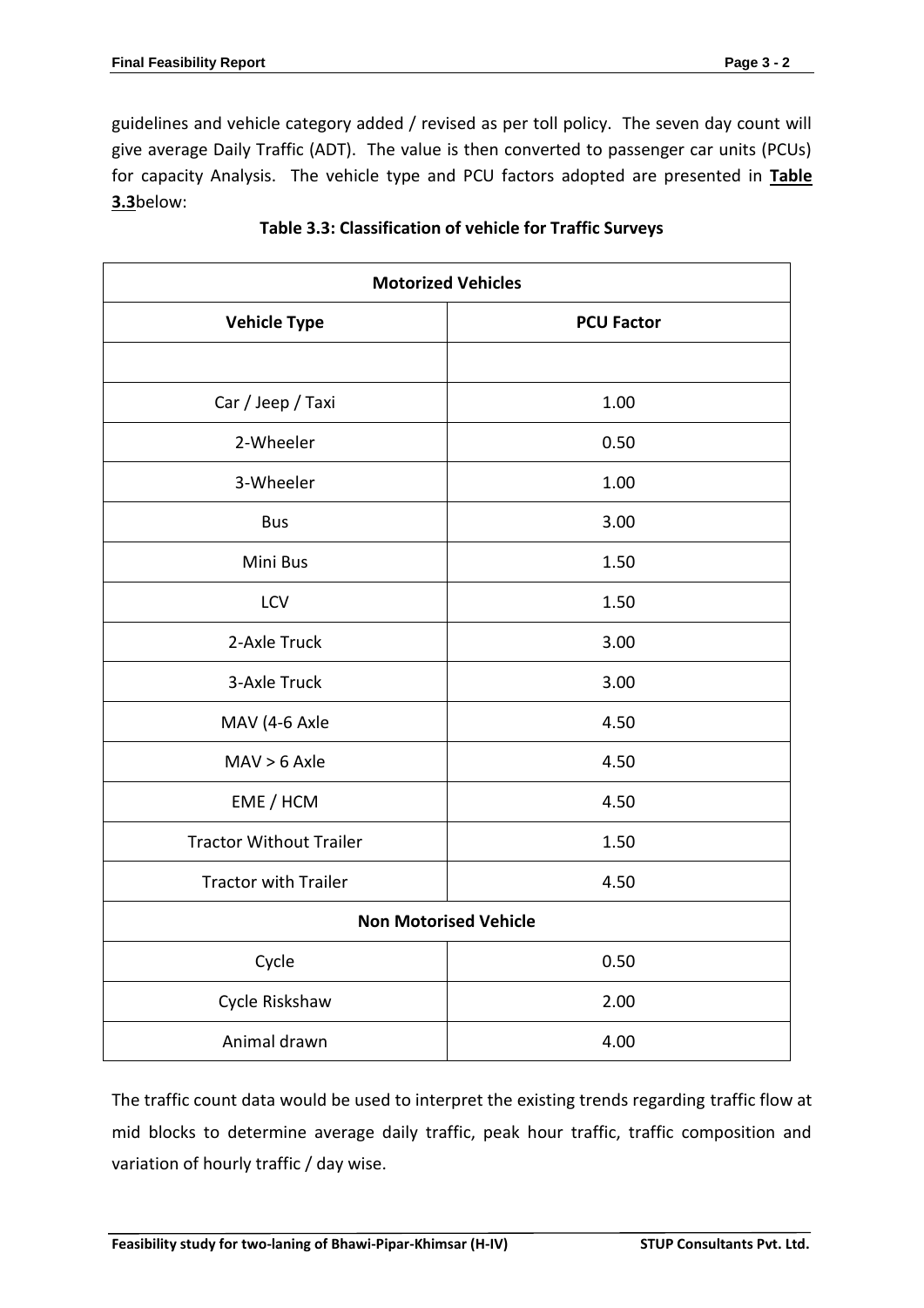guidelines and vehicle category added / revised as per toll policy. The seven day count will give average Daily Traffic (ADT). The value is then converted to passenger car units (PCUs) for capacity Analysis. The vehicle type and PCU factors adopted are presented in **Table 3.3**below:

**Table 3.3: Classification of vehicle for Traffic Surveys**

| **Motorized Vehicles** | |
|---|---|
| **Vehicle Type** | **PCU Factor** |
| | |
| Car / Jeep / Taxi | 1.00 |
| 2-Wheeler | 0.50 |
| 3-Wheeler | 1.00 |
| Bus | 3.00 |
| Mini Bus | 1.50 |
| LCV | 1.50 |
| 2-Axle Truck | 3.00 |
| 3-Axle Truck | 3.00 |
| MAV (4-6 Axle | 4.50 |
| MAV > 6 Axle | 4.50 |
| EME / HCM | 4.50 |
| Tractor Without Trailer | 1.50 |
| Tractor with Trailer | 4.50 |
| **Non Motorised Vehicle** | |
| Cycle | 0.50 |
| Cycle Riskshaw | 2.00 |
| Animal drawn | 4.00 |

The traffic count data would be used to interpret the existing trends regarding traffic flow at mid blocks to determine average daily traffic, peak hour traffic, traffic composition and variation of hourly traffic / day wise.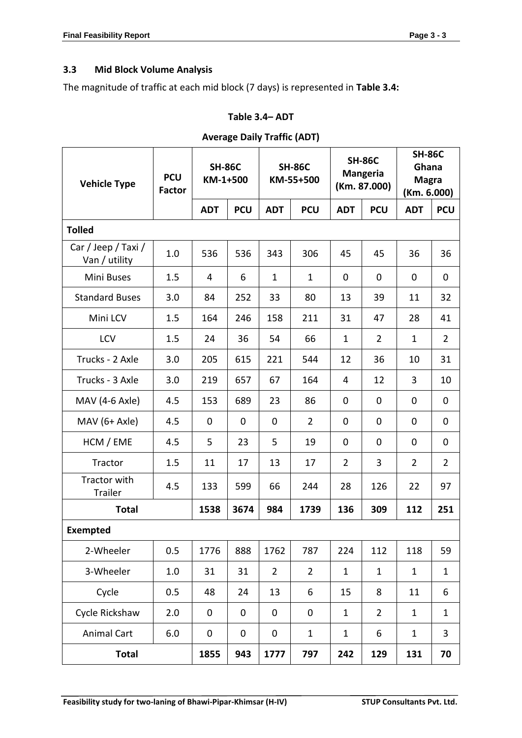### 3.3 Mid Block Volume Analysis

The magnitude of traffic at each mid block (7 days) is represented in **Table 3.4:**

**Table 3.4– ADT**

**Average Daily Traffic (ADT)**

| Vehicle Type | PCU Factor | SH-86C KM-1+500 | | SH-86C KM-55+500 | | SH-86C Mangeria (Km. 87.000) | | SH-86C Ghana Magra (Km. 6.000) | |
|---|---|---|---|---|---|---|---|---|---|
| | | ADT | PCU | ADT | PCU | ADT | PCU | ADT | PCU |
| **Tolled** | | | | | | | | | |
| Car / Jeep / Taxi / Van / utility | 1.0 | 536 | 536 | 343 | 306 | 45 | 45 | 36 | 36 |
| Mini Buses | 1.5 | 4 | 6 | 1 | 1 | 0 | 0 | 0 | 0 |
| Standard Buses | 3.0 | 84 | 252 | 33 | 80 | 13 | 39 | 11 | 32 |
| Mini LCV | 1.5 | 164 | 246 | 158 | 211 | 31 | 47 | 28 | 41 |
| LCV | 1.5 | 24 | 36 | 54 | 66 | 1 | 2 | 1 | 2 |
| Trucks - 2 Axle | 3.0 | 205 | 615 | 221 | 544 | 12 | 36 | 10 | 31 |
| Trucks - 3 Axle | 3.0 | 219 | 657 | 67 | 164 | 4 | 12 | 3 | 10 |
| MAV (4-6 Axle) | 4.5 | 153 | 689 | 23 | 86 | 0 | 0 | 0 | 0 |
| MAV (6+ Axle) | 4.5 | 0 | 0 | 0 | 2 | 0 | 0 | 0 | 0 |
| HCM / EME | 4.5 | 5 | 23 | 5 | 19 | 0 | 0 | 0 | 0 |
| Tractor | 1.5 | 11 | 17 | 13 | 17 | 2 | 3 | 2 | 2 |
| Tractor with Trailer | 4.5 | 133 | 599 | 66 | 244 | 28 | 126 | 22 | 97 |
| **Total** | | **1538** | **3674** | **984** | **1739** | **136** | **309** | **112** | **251** |
| **Exempted** | | | | | | | | | |
| 2-Wheeler | 0.5 | 1776 | 888 | 1762 | 787 | 224 | 112 | 118 | 59 |
| 3-Wheeler | 1.0 | 31 | 31 | 2 | 2 | 1 | 1 | 1 | 1 |
| Cycle | 0.5 | 48 | 24 | 13 | 6 | 15 | 8 | 11 | 6 |
| Cycle Rickshaw | 2.0 | 0 | 0 | 0 | 0 | 1 | 2 | 1 | 1 |
| Animal Cart | 6.0 | 0 | 0 | 0 | 1 | 1 | 6 | 1 | 3 |
| **Total** | | **1855** | **943** | **1777** | **797** | **242** | **129** | **131** | **70** |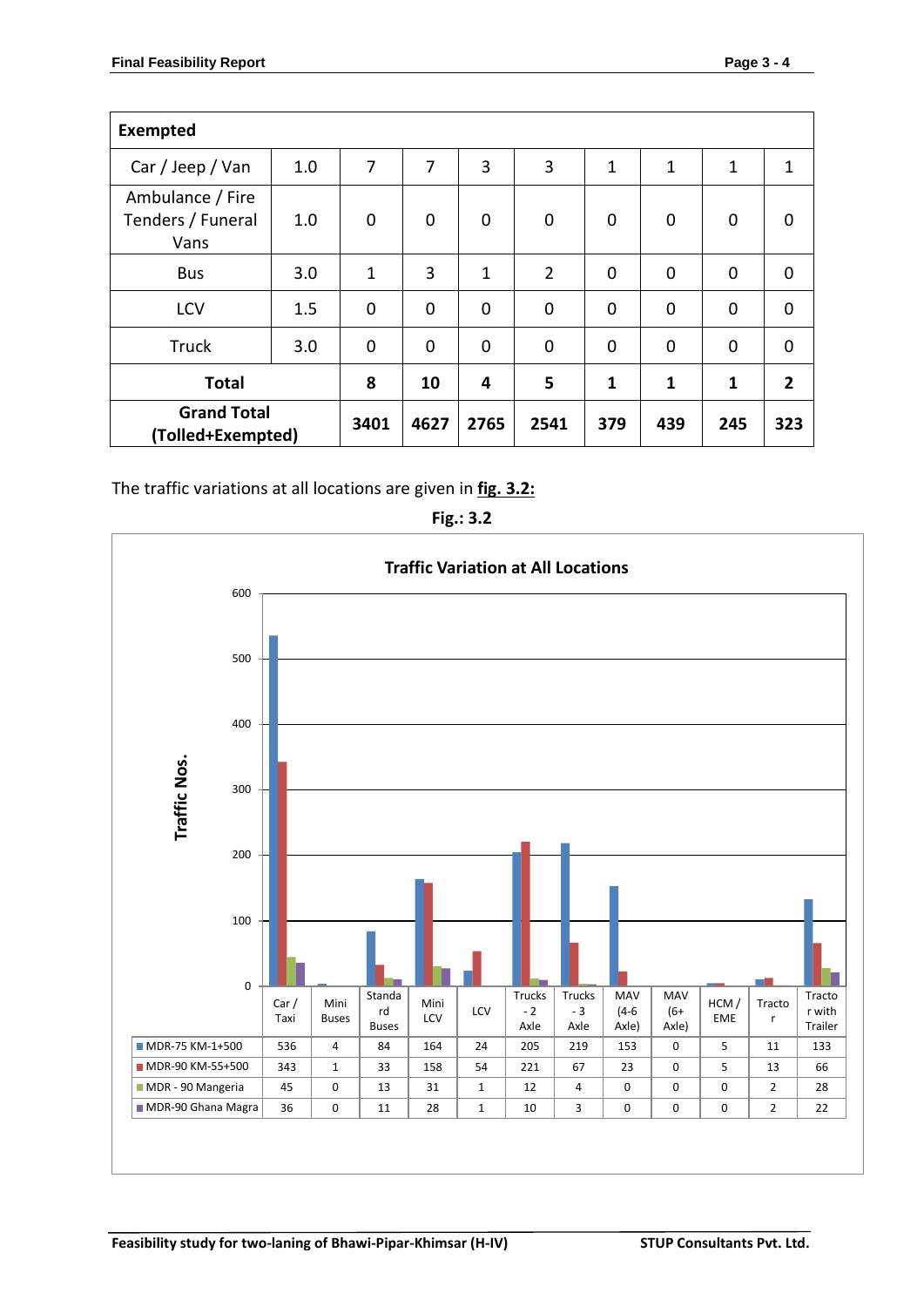| **Exempted** | | | | | | | | | |
|---|---|---|---|---|---|---|---|---|---|
| Car / Jeep / Van | 1.0 | 7 | 7 | 3 | 3 | 1 | 1 | 1 | 1 |
| Ambulance / Fire Tenders / Funeral Vans | 1.0 | 0 | 0 | 0 | 0 | 0 | 0 | 0 | 0 |
| Bus | 3.0 | 1 | 3 | 1 | 2 | 0 | 0 | 0 | 0 |
| LCV | 1.5 | 0 | 0 | 0 | 0 | 0 | 0 | 0 | 0 |
| Truck | 3.0 | 0 | 0 | 0 | 0 | 0 | 0 | 0 | 0 |
| **Total** | | **8** | **10** | **4** | **5** | **1** | **1** | **1** | **2** |
| **Grand Total (Tolled+Exempted)** | | **3401** | **4627** | **2765** | **2541** | **379** | **439** | **245** | **323** |

The traffic variations at all locations are given in **fig. 3.2:**

**Fig.: 3.2**

**Traffic Variation at All Locations**

| | Car / Taxi | Mini Buses | Standard Buses | Mini LCV | LCV | Trucks - 2 Axle | Trucks - 3 Axle | MAV (4-6 Axle) | MAV (6+ Axle) | HCM / EME | Tractor | Tractor with Trailer |
|---|---|---|---|---|---|---|---|---|---|---|---|---|
| MDR-75 KM-1+500 | 536 | 4 | 84 | 164 | 24 | 205 | 219 | 153 | 0 | 5 | 11 | 133 |
| MDR-90 KM-55+500 | 343 | 1 | 33 | 158 | 54 | 221 | 67 | 23 | 0 | 5 | 13 | 66 |
| MDR - 90 Mangeria | 45 | 0 | 13 | 31 | 1 | 12 | 4 | 0 | 0 | 0 | 2 | 28 |
| MDR-90 Ghana Magra | 36 | 0 | 11 | 28 | 1 | 10 | 3 | 0 | 0 | 0 | 2 | 22 |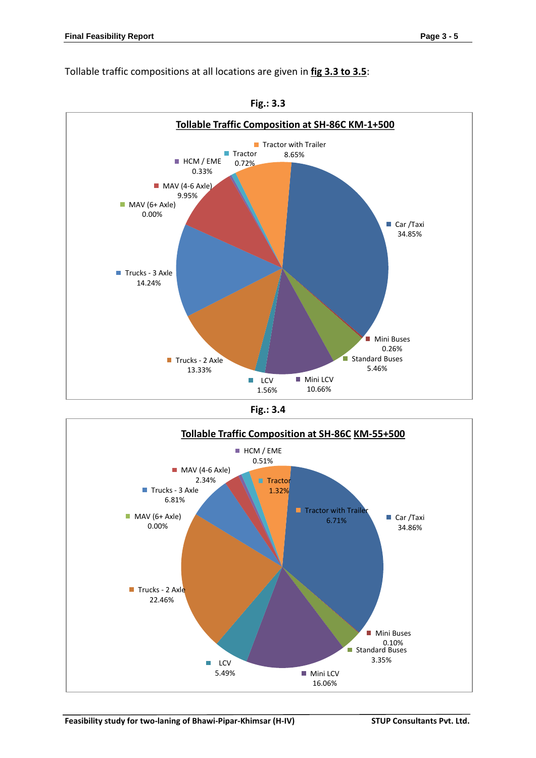Tollable traffic compositions at all locations are given in **fig 3.3 to 3.5**:

**Fig.: 3.3**

**Tollable Traffic Composition at SH-86C KM-1+500**

| Vehicle Type | Share |
|---|---|
| Car /Taxi | 34.85% |
| Mini Buses | 0.26% |
| Standard Buses | 5.46% |
| Mini LCV | 10.66% |
| LCV | 1.56% |
| Trucks - 2 Axle | 13.33% |
| Trucks - 3 Axle | 14.24% |
| MAV (6+ Axle) | 0.00% |
| MAV (4-6 Axle) | 9.95% |
| HCM / EME | 0.33% |
| Tractor | 0.72% |
| Tractor with Trailer | 8.65% |

**Fig.: 3.4**

**Tollable Traffic Composition at SH-86C KM-55+500**

| Vehicle Type | Share |
|---|---|
| Car /Taxi | 34.86% |
| Mini Buses | 0.10% |
| Standard Buses | 3.35% |
| Mini LCV | 16.06% |
| LCV | 5.49% |
| Trucks - 2 Axle | 22.46% |
| MAV (6+ Axle) | 0.00% |
| Trucks - 3 Axle | 6.81% |
| MAV (4-6 Axle) | 2.34% |
| HCM / EME | 0.51% |
| Tractor | 1.32% |
| Tractor with Trailer | 6.71% |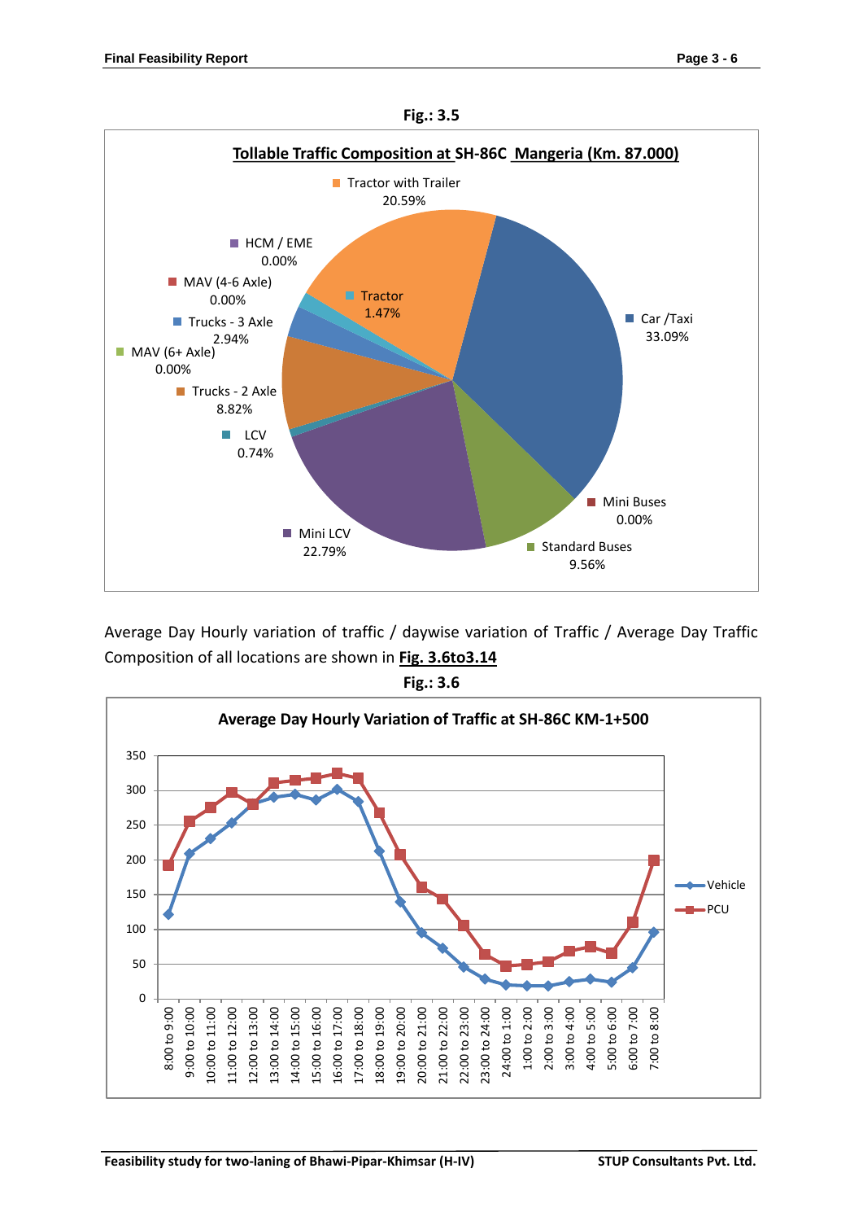**Fig.: 3.5**

**Tollable Traffic Composition at SH-86C Mangeria (Km. 87.000)**

| Category | Share |
|---|---|
| Car /Taxi | 33.09% |
| Mini Buses | 0.00% |
| Standard Buses | 9.56% |
| Mini LCV | 22.79% |
| LCV | 0.74% |
| Trucks - 2 Axle | 8.82% |
| MAV (6+ Axle) | 0.00% |
| Trucks - 3 Axle | 2.94% |
| MAV (4-6 Axle) | 0.00% |
| HCM / EME | 0.00% |
| Tractor | 1.47% |
| Tractor with Trailer | 20.59% |

Average Day Hourly variation of traffic / daywise variation of Traffic / Average Day Traffic Composition of all locations are shown in **Fig. 3.6to3.14**

**Fig.: 3.6**

**Average Day Hourly Variation of Traffic at SH-86C KM-1+500**

Legend: Vehicle, PCU

Time intervals: 8:00 to 9:00, 9:00 to 10:00, 10:00 to 11:00, 11:00 to 12:00, 12:00 to 13:00, 13:00 to 14:00, 14:00 to 15:00, 15:00 to 16:00, 16:00 to 17:00, 17:00 to 18:00, 18:00 to 19:00, 19:00 to 20:00, 20:00 to 21:00, 21:00 to 22:00, 22:00 to 23:00, 23:00 to 24:00, 24:00 to 1:00, 1:00 to 2:00, 2:00 to 3:00, 3:00 to 4:00, 4:00 to 5:00, 5:00 to 6:00, 6:00 to 7:00, 7:00 to 8:00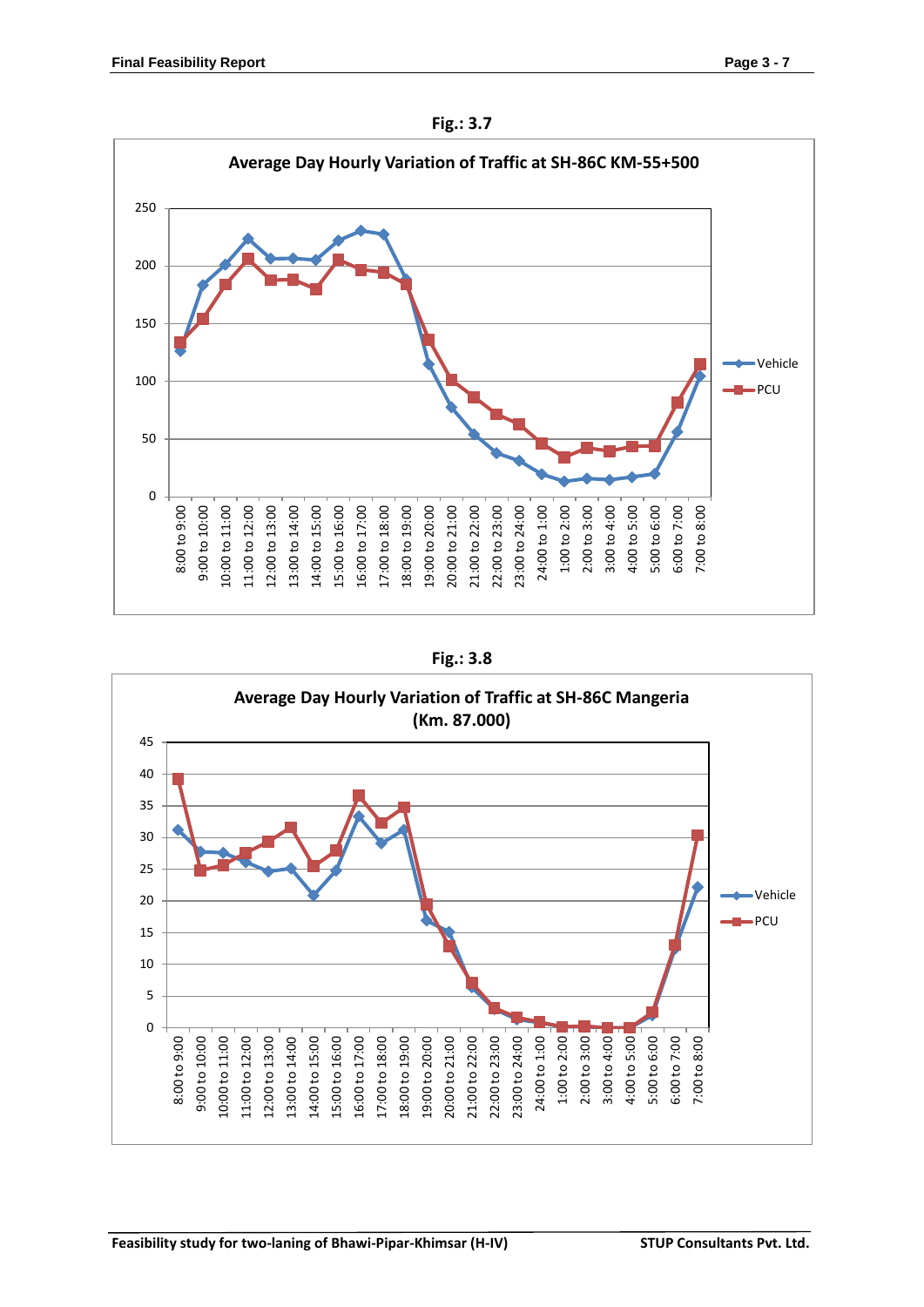Fig.: 3.7

**Average Day Hourly Variation of Traffic at SH-86C KM-55+500**

Fig.: 3.8

**Average Day Hourly Variation of Traffic at SH-86C Mangeria (Km. 87.000)**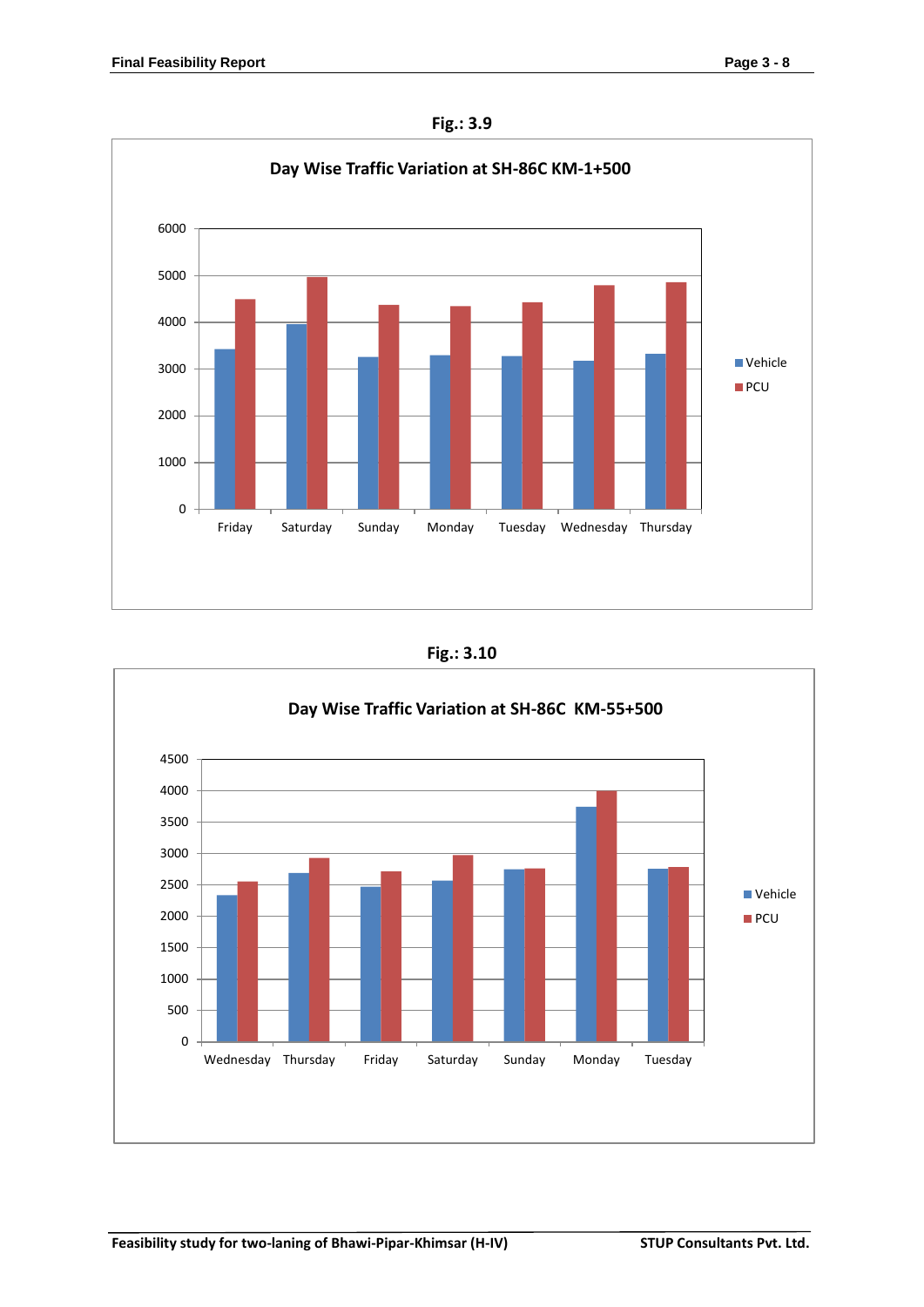Fig.: 3.9

**Day Wise Traffic Variation at SH-86C KM-1+500**

Fig.: 3.10

**Day Wise Traffic Variation at SH-86C KM-55+500**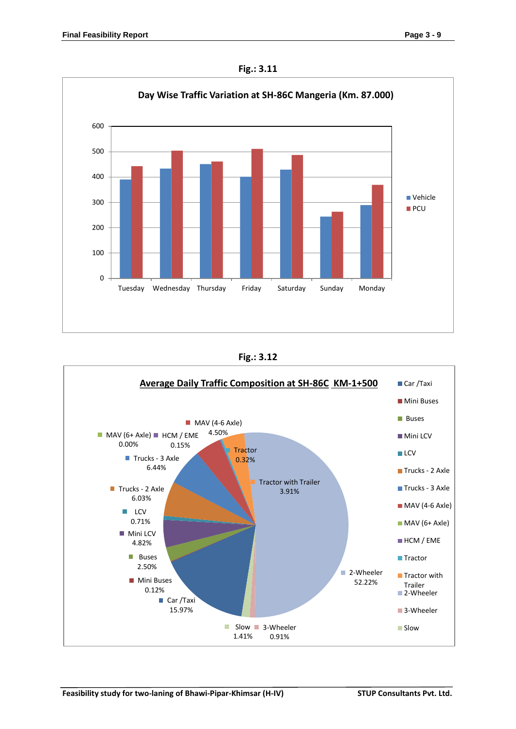**Fig.: 3.11**

**Day Wise Traffic Variation at SH-86C Mangeria (Km. 87.000)**

**Fig.: 3.12**

**Average Daily Traffic Composition at SH-86C KM-1+500**

| Vehicle Type | Share |
|---|---|
| Car /Taxi | 15.97% |
| Mini Buses | 0.12% |
| Buses | 2.50% |
| Mini LCV | 4.82% |
| LCV | 0.71% |
| Trucks - 2 Axle | 6.03% |
| Trucks - 3 Axle | 6.44% |
| MAV (4-6 Axle) | 4.50% |
| MAV (6+ Axle) | 0.00% |
| HCM / EME | 0.15% |
| Tractor | 0.32% |
| Tractor with Trailer | 3.91% |
| 2-Wheeler | 52.22% |
| 3-Wheeler | 0.91% |
| Slow | 1.41% |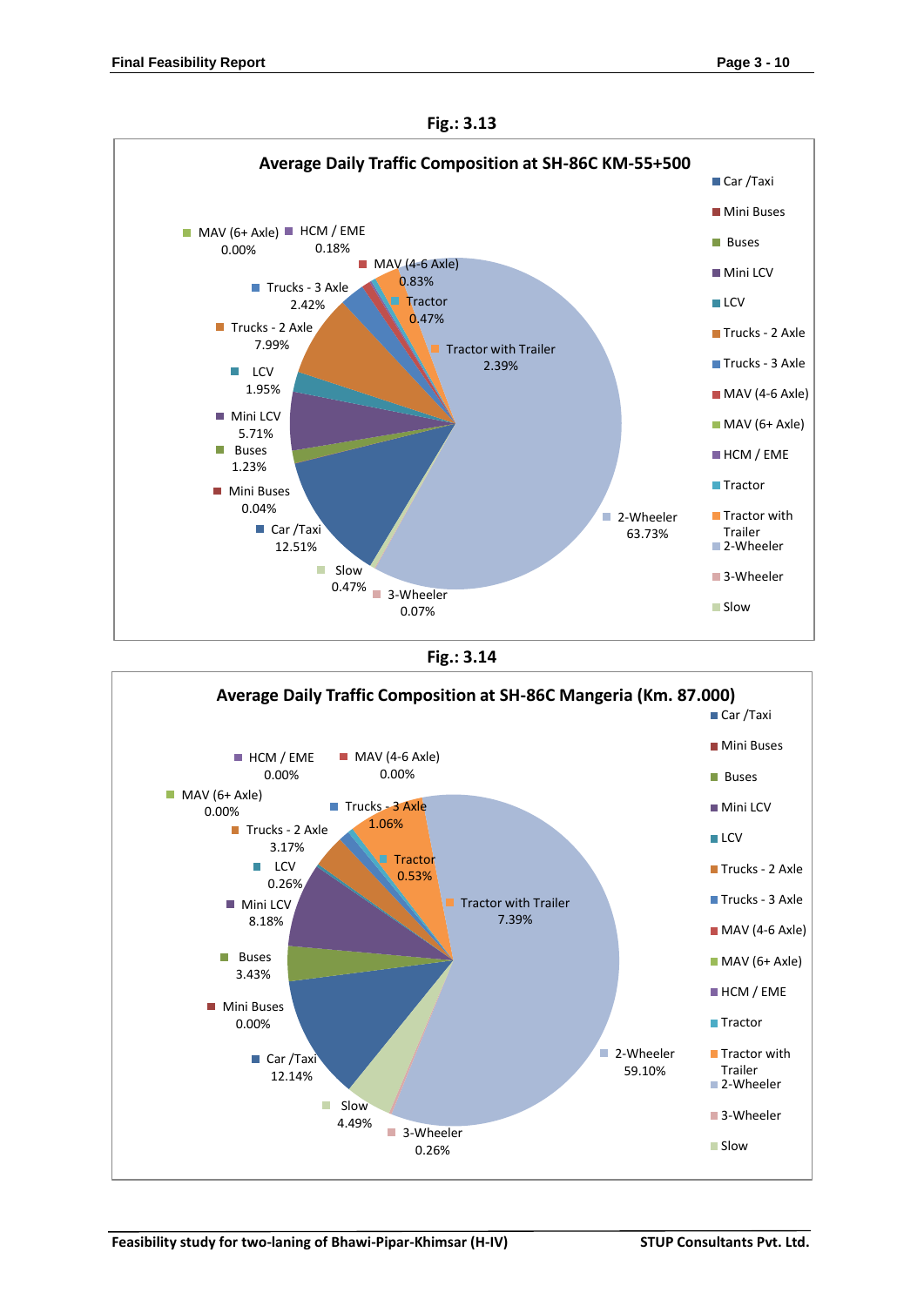Fig.: 3.13

**Average Daily Traffic Composition at SH-86C KM-55+500**

| Category | Share |
|---|---|
| Car /Taxi | 12.51% |
| Mini Buses | 0.04% |
| Buses | 1.23% |
| Mini LCV | 5.71% |
| LCV | 1.95% |
| Trucks - 2 Axle | 7.99% |
| Trucks - 3 Axle | 2.42% |
| MAV (4-6 Axle) | 0.83% |
| MAV (6+ Axle) | 0.00% |
| HCM / EME | 0.18% |
| Tractor | 0.47% |
| Tractor with Trailer | 2.39% |
| 2-Wheeler | 63.73% |
| 3-Wheeler | 0.07% |
| Slow | 0.47% |

Fig.: 3.14

**Average Daily Traffic Composition at SH-86C Mangeria (Km. 87.000)**

| Category | Share |
|---|---|
| Car /Taxi | 12.14% |
| Mini Buses | 0.00% |
| Buses | 3.43% |
| Mini LCV | 8.18% |
| LCV | 0.26% |
| Trucks - 2 Axle | 3.17% |
| Trucks - 3 Axle | 1.06% |
| MAV (4-6 Axle) | 0.00% |
| MAV (6+ Axle) | 0.00% |
| HCM / EME | 0.00% |
| Tractor | 0.53% |
| Tractor with Trailer | 7.39% |
| 2-Wheeler | 59.10% |
| 3-Wheeler | 0.26% |
| Slow | 4.49% |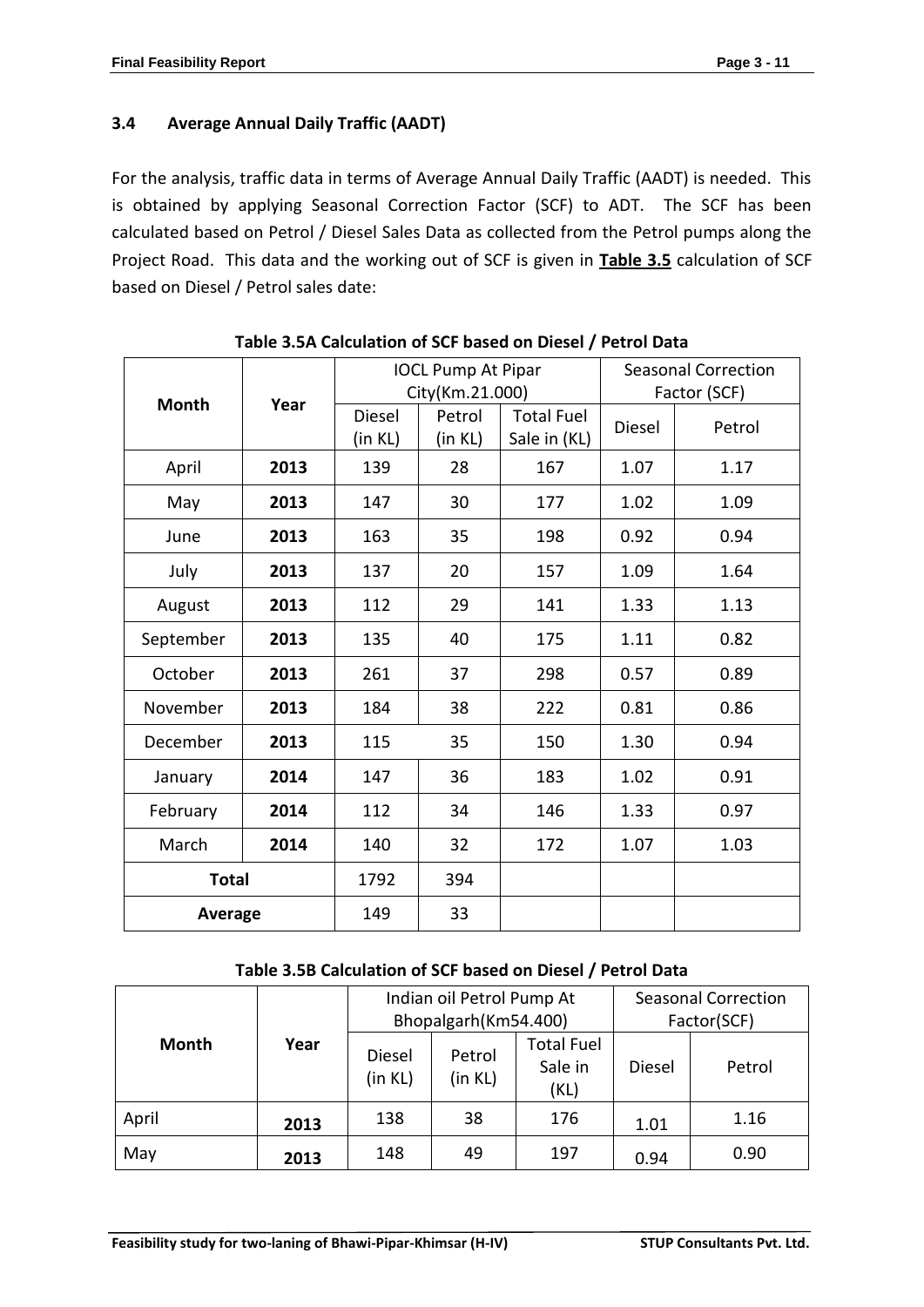### 3.4 Average Annual Daily Traffic (AADT)

For the analysis, traffic data in terms of Average Annual Daily Traffic (AADT) is needed. This is obtained by applying Seasonal Correction Factor (SCF) to ADT. The SCF has been calculated based on Petrol / Diesel Sales Data as collected from the Petrol pumps along the Project Road. This data and the working out of SCF is given in **Table 3.5** calculation of SCF based on Diesel / Petrol sales date:

**Table 3.5A Calculation of SCF based on Diesel / Petrol Data**

| Month | Year | IOCL Pump At Pipar City(Km.21.000) | | | Seasonal Correction Factor (SCF) | |
|---|---|---|---|---|---|---|
| | | Diesel (in KL) | Petrol (in KL) | Total Fuel Sale in (KL) | Diesel | Petrol |
| April | **2013** | 139 | 28 | 167 | 1.07 | 1.17 |
| May | **2013** | 147 | 30 | 177 | 1.02 | 1.09 |
| June | **2013** | 163 | 35 | 198 | 0.92 | 0.94 |
| July | **2013** | 137 | 20 | 157 | 1.09 | 1.64 |
| August | **2013** | 112 | 29 | 141 | 1.33 | 1.13 |
| September | **2013** | 135 | 40 | 175 | 1.11 | 0.82 |
| October | **2013** | 261 | 37 | 298 | 0.57 | 0.89 |
| November | **2013** | 184 | 38 | 222 | 0.81 | 0.86 |
| December | **2013** | 115 | 35 | 150 | 1.30 | 0.94 |
| January | **2014** | 147 | 36 | 183 | 1.02 | 0.91 |
| February | **2014** | 112 | 34 | 146 | 1.33 | 0.97 |
| March | **2014** | 140 | 32 | 172 | 1.07 | 1.03 |
| **Total** | | 1792 | 394 | | | |
| **Average** | | 149 | 33 | | | |

**Table 3.5B Calculation of SCF based on Diesel / Petrol Data**

| Month | Year | Indian oil Petrol Pump At Bhopalgarh(Km54.400) | | | Seasonal Correction Factor(SCF) | |
|---|---|---|---|---|---|---|
| | | Diesel (in KL) | Petrol (in KL) | Total Fuel Sale in (KL) | Diesel | Petrol |
| April | **2013** | 138 | 38 | 176 | 1.01 | 1.16 |
| May | **2013** | 148 | 49 | 197 | 0.94 | 0.90 |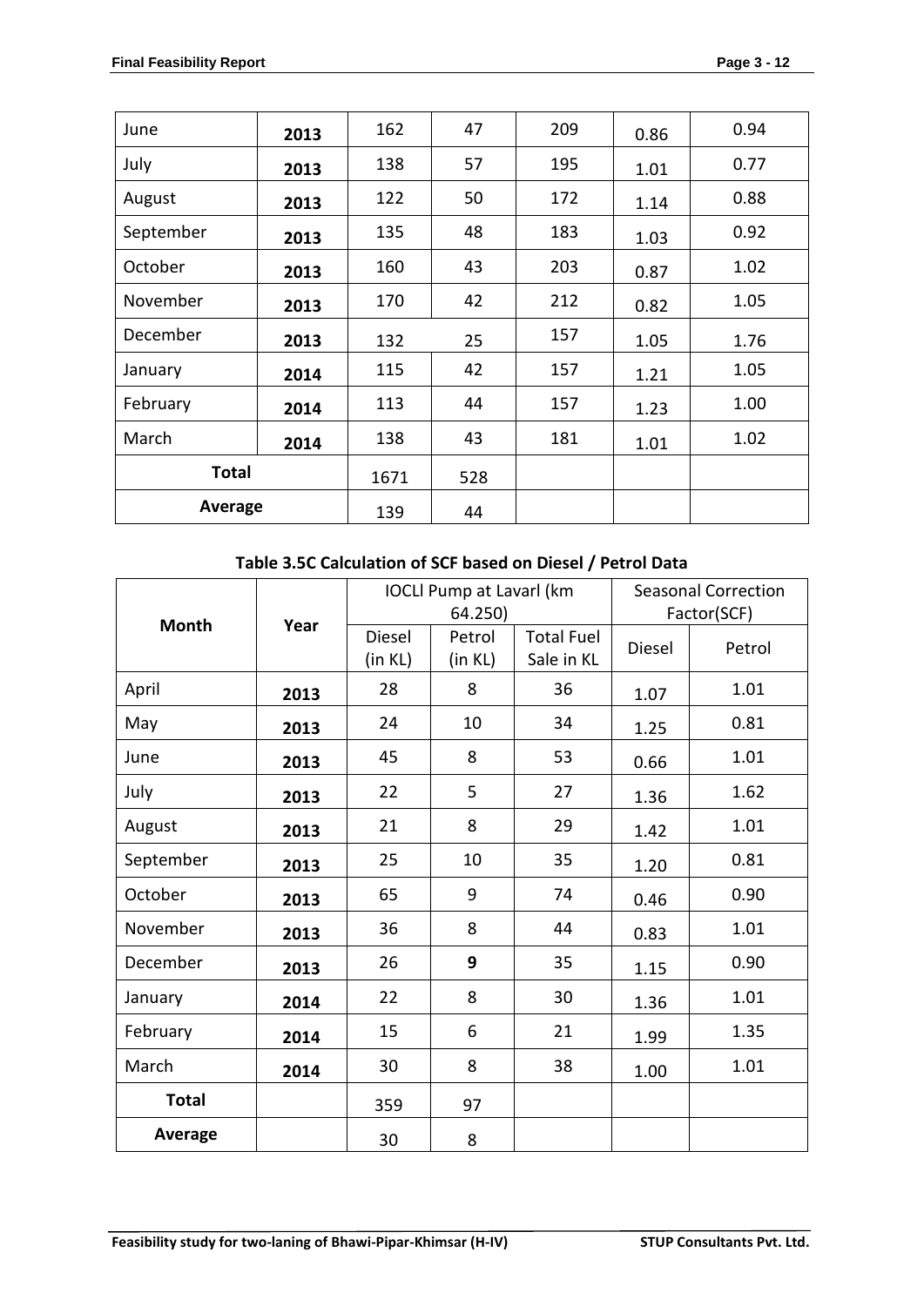| June | 2013 | 162 | 47 | 209 | 0.86 | 0.94 |
|---|---|---|---|---|---|---|
| July | 2013 | 138 | 57 | 195 | 1.01 | 0.77 |
| August | 2013 | 122 | 50 | 172 | 1.14 | 0.88 |
| September | 2013 | 135 | 48 | 183 | 1.03 | 0.92 |
| October | 2013 | 160 | 43 | 203 | 0.87 | 1.02 |
| November | 2013 | 170 | 42 | 212 | 0.82 | 1.05 |
| December | 2013 | 132 | 25 | 157 | 1.05 | 1.76 |
| January | 2014 | 115 | 42 | 157 | 1.21 | 1.05 |
| February | 2014 | 113 | 44 | 157 | 1.23 | 1.00 |
| March | 2014 | 138 | 43 | 181 | 1.01 | 1.02 |
| **Total** | | 1671 | 528 | | | |
| **Average** | | 139 | 44 | | | |

**Table 3.5C Calculation of SCF based on Diesel / Petrol Data**

| Month | Year | IOCLl Pump at Lavarl (km 64.250) | | | Seasonal Correction Factor(SCF) | |
|---|---|---|---|---|---|---|
| | | Diesel (in KL) | Petrol (in KL) | Total Fuel Sale in KL | Diesel | Petrol |
| April | 2013 | 28 | 8 | 36 | 1.07 | 1.01 |
| May | 2013 | 24 | 10 | 34 | 1.25 | 0.81 |
| June | 2013 | 45 | 8 | 53 | 0.66 | 1.01 |
| July | 2013 | 22 | 5 | 27 | 1.36 | 1.62 |
| August | 2013 | 21 | 8 | 29 | 1.42 | 1.01 |
| September | 2013 | 25 | 10 | 35 | 1.20 | 0.81 |
| October | 2013 | 65 | 9 | 74 | 0.46 | 0.90 |
| November | 2013 | 36 | 8 | 44 | 0.83 | 1.01 |
| December | 2013 | 26 | **9** | 35 | 1.15 | 0.90 |
| January | 2014 | 22 | 8 | 30 | 1.36 | 1.01 |
| February | 2014 | 15 | 6 | 21 | 1.99 | 1.35 |
| March | 2014 | 30 | 8 | 38 | 1.00 | 1.01 |
| **Total** | | 359 | 97 | | | |
| **Average** | | 30 | 8 | | | |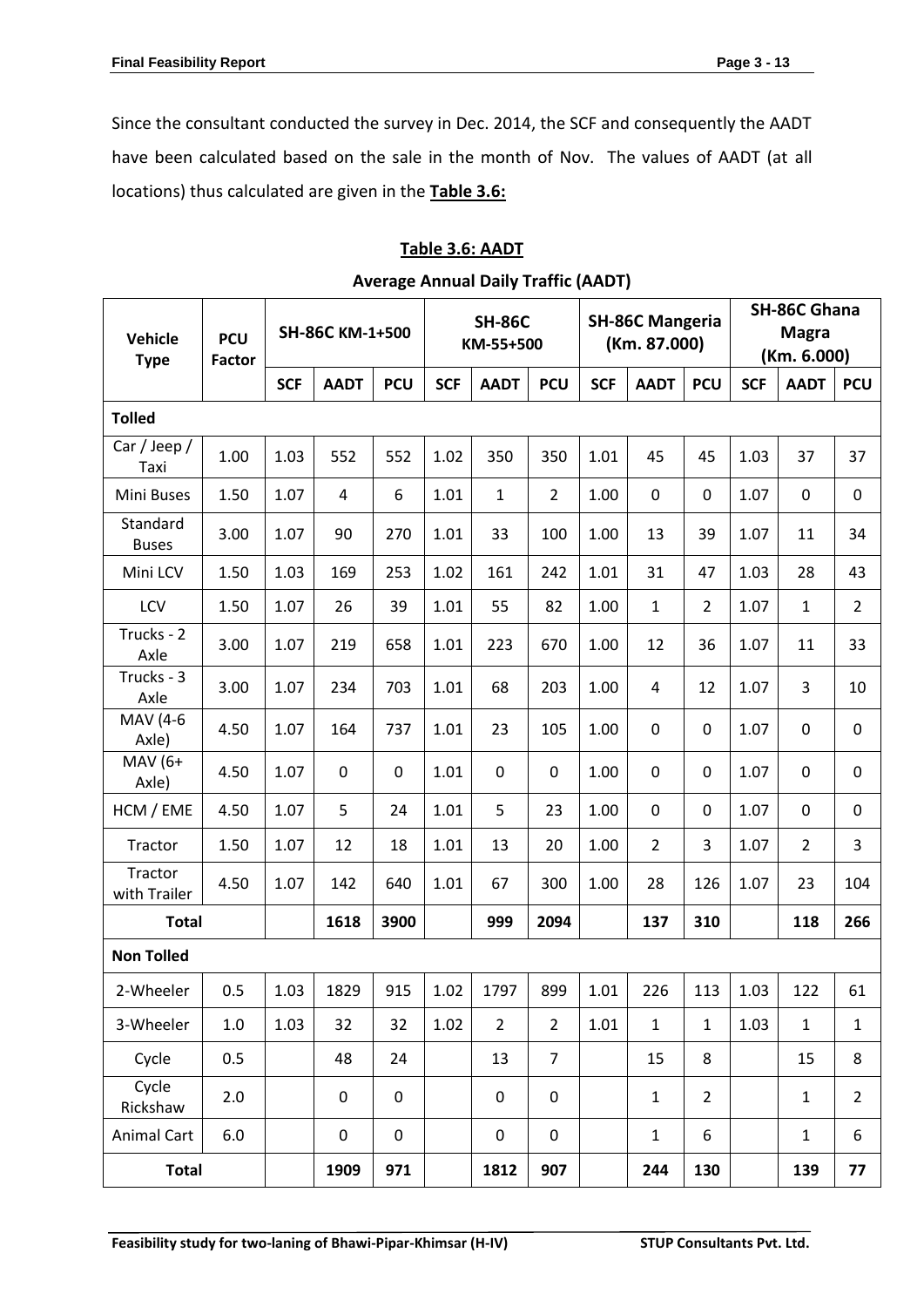Since the consultant conducted the survey in Dec. 2014, the SCF and consequently the AADT have been calculated based on the sale in the month of Nov. The values of AADT (at all locations) thus calculated are given in the **Table 3.6:**

**Table 3.6: AADT**

**Average Annual Daily Traffic (AADT)**

| Vehicle Type | PCU Factor | SH-86C KM-1+500 | | | SH-86C KM-55+500 | | | SH-86C Mangeria (Km. 87.000) | | | SH-86C Ghana Magra (Km. 6.000) | | |
|---|---|---|---|---|---|---|---|---|---|---|---|---|---|
| | | SCF | AADT | PCU | SCF | AADT | PCU | SCF | AADT | PCU | SCF | AADT | PCU |
| **Tolled** | | | | | | | | | | | | | |
| Car / Jeep / Taxi | 1.00 | 1.03 | 552 | 552 | 1.02 | 350 | 350 | 1.01 | 45 | 45 | 1.03 | 37 | 37 |
| Mini Buses | 1.50 | 1.07 | 4 | 6 | 1.01 | 1 | 2 | 1.00 | 0 | 0 | 1.07 | 0 | 0 |
| Standard Buses | 3.00 | 1.07 | 90 | 270 | 1.01 | 33 | 100 | 1.00 | 13 | 39 | 1.07 | 11 | 34 |
| Mini LCV | 1.50 | 1.03 | 169 | 253 | 1.02 | 161 | 242 | 1.01 | 31 | 47 | 1.03 | 28 | 43 |
| LCV | 1.50 | 1.07 | 26 | 39 | 1.01 | 55 | 82 | 1.00 | 1 | 2 | 1.07 | 1 | 2 |
| Trucks - 2 Axle | 3.00 | 1.07 | 219 | 658 | 1.01 | 223 | 670 | 1.00 | 12 | 36 | 1.07 | 11 | 33 |
| Trucks - 3 Axle | 3.00 | 1.07 | 234 | 703 | 1.01 | 68 | 203 | 1.00 | 4 | 12 | 1.07 | 3 | 10 |
| MAV (4-6 Axle) | 4.50 | 1.07 | 164 | 737 | 1.01 | 23 | 105 | 1.00 | 0 | 0 | 1.07 | 0 | 0 |
| MAV (6+ Axle) | 4.50 | 1.07 | 0 | 0 | 1.01 | 0 | 0 | 1.00 | 0 | 0 | 1.07 | 0 | 0 |
| HCM / EME | 4.50 | 1.07 | 5 | 24 | 1.01 | 5 | 23 | 1.00 | 0 | 0 | 1.07 | 0 | 0 |
| Tractor | 1.50 | 1.07 | 12 | 18 | 1.01 | 13 | 20 | 1.00 | 2 | 3 | 1.07 | 2 | 3 |
| Tractor with Trailer | 4.50 | 1.07 | 142 | 640 | 1.01 | 67 | 300 | 1.00 | 28 | 126 | 1.07 | 23 | 104 |
| **Total** | | | **1618** | **3900** | | **999** | **2094** | | **137** | **310** | | **118** | **266** |
| **Non Tolled** | | | | | | | | | | | | | |
| 2-Wheeler | 0.5 | 1.03 | 1829 | 915 | 1.02 | 1797 | 899 | 1.01 | 226 | 113 | 1.03 | 122 | 61 |
| 3-Wheeler | 1.0 | 1.03 | 32 | 32 | 1.02 | 2 | 2 | 1.01 | 1 | 1 | 1.03 | 1 | 1 |
| Cycle | 0.5 | | 48 | 24 | | 13 | 7 | | 15 | 8 | | 15 | 8 |
| Cycle Rickshaw | 2.0 | | 0 | 0 | | 0 | 0 | | 1 | 2 | | 1 | 2 |
| Animal Cart | 6.0 | | 0 | 0 | | 0 | 0 | | 1 | 6 | | 1 | 6 |
| **Total** | | | **1909** | **971** | | **1812** | **907** | | **244** | **130** | | **139** | **77** |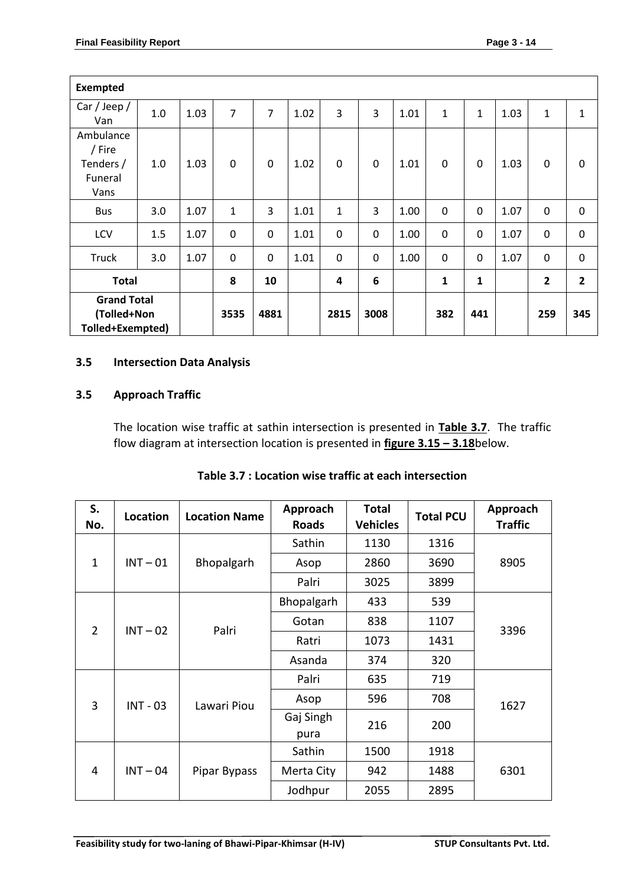| Exempted | | | | | | | | | | | | | | |
|---|---|---|---|---|---|---|---|---|---|---|---|---|---|---|
| Car / Jeep / Van | 1.0 | 1.03 | 7 | 7 | 1.02 | 3 | 3 | 1.01 | 1 | 1 | 1.03 | 1 | 1 |
| Ambulance / Fire Tenders / Funeral Vans | 1.0 | 1.03 | 0 | 0 | 1.02 | 0 | 0 | 1.01 | 0 | 0 | 1.03 | 0 | 0 |
| Bus | 3.0 | 1.07 | 1 | 3 | 1.01 | 1 | 3 | 1.00 | 0 | 0 | 1.07 | 0 | 0 |
| LCV | 1.5 | 1.07 | 0 | 0 | 1.01 | 0 | 0 | 1.00 | 0 | 0 | 1.07 | 0 | 0 |
| Truck | 3.0 | 1.07 | 0 | 0 | 1.01 | 0 | 0 | 1.00 | 0 | 0 | 1.07 | 0 | 0 |
| **Total** | | | **8** | **10** | | **4** | **6** | | **1** | **1** | | **2** | **2** |
| **Grand Total (Tolled+Non Tolled+Exempted)** | | | **3535** | **4881** | | **2815** | **3008** | | **382** | **441** | | **259** | **345** |

### 3.5 Intersection Data Analysis

### 3.5 Approach Traffic

The location wise traffic at sathin intersection is presented in **Table 3.7**. The traffic flow diagram at intersection location is presented in **figure 3.15 – 3.18**below.

**Table 3.7 : Location wise traffic at each intersection**

| S. No. | Location | Location Name | Approach Roads | Total Vehicles | Total PCU | Approach Traffic |
|---|---|---|---|---|---|---|
| 1 | INT – 01 | Bhopalgarh | Sathin | 1130 | 1316 | 8905 |
| | | | Asop | 2860 | 3690 | |
| | | | Palri | 3025 | 3899 | |
| 2 | INT – 02 | Palri | Bhopalgarh | 433 | 539 | 3396 |
| | | | Gotan | 838 | 1107 | |
| | | | Ratri | 1073 | 1431 | |
| | | | Asanda | 374 | 320 | |
| 3 | INT - 03 | Lawari Piou | Palri | 635 | 719 | 1627 |
| | | | Asop | 596 | 708 | |
| | | | Gaj Singh pura | 216 | 200 | |
| 4 | INT – 04 | Pipar Bypass | Sathin | 1500 | 1918 | 6301 |
| | | | Merta City | 942 | 1488 | |
| | | | Jodhpur | 2055 | 2895 | |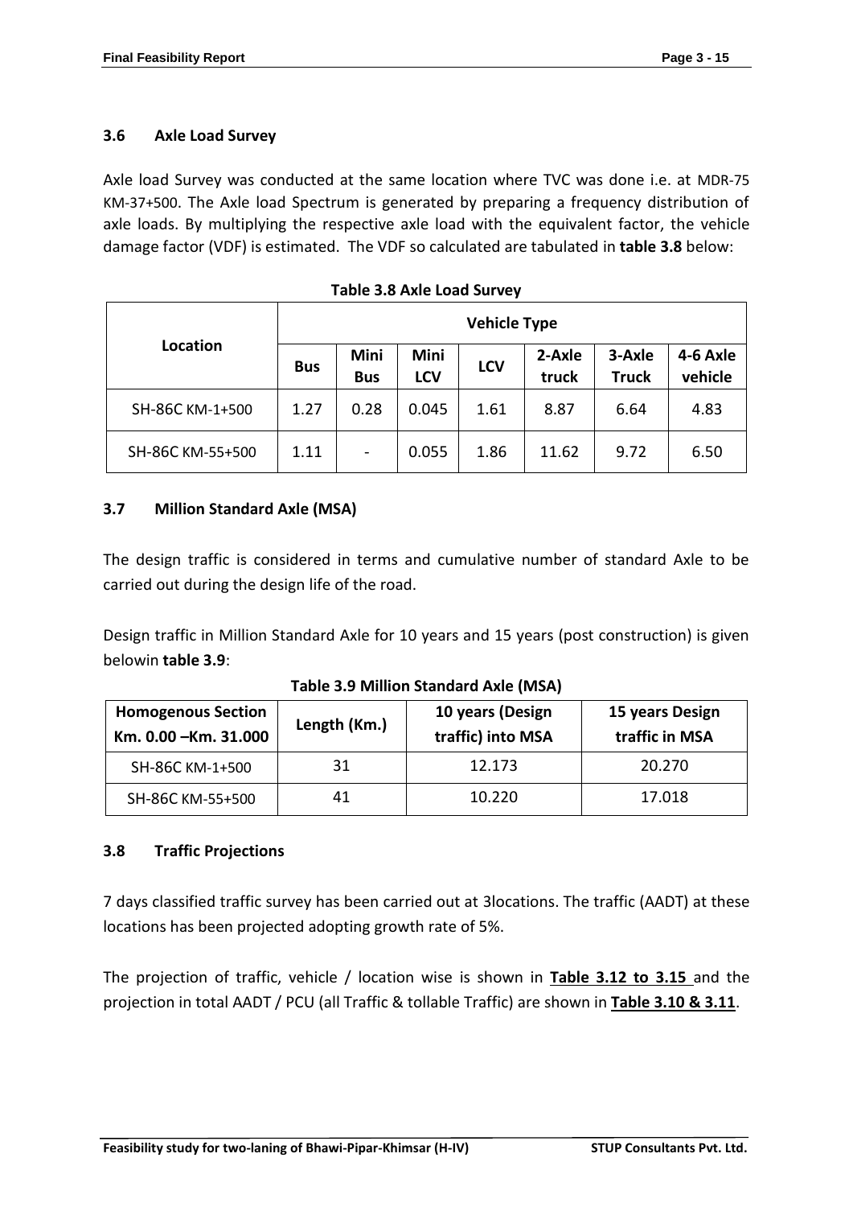### 3.6 Axle Load Survey

Axle load Survey was conducted at the same location where TVC was done i.e. at MDR-75 KM-37+500. The Axle load Spectrum is generated by preparing a frequency distribution of axle loads. By multiplying the respective axle load with the equivalent factor, the vehicle damage factor (VDF) is estimated. The VDF so calculated are tabulated in **table 3.8** below:

**Table 3.8 Axle Load Survey**

| Location | Vehicle Type | | | | | | |
|---|---|---|---|---|---|---|---|
| | Bus | Mini Bus | Mini LCV | LCV | 2-Axle truck | 3-Axle Truck | 4-6 Axle vehicle |
| SH-86C KM-1+500 | 1.27 | 0.28 | 0.045 | 1.61 | 8.87 | 6.64 | 4.83 |
| SH-86C KM-55+500 | 1.11 | - | 0.055 | 1.86 | 11.62 | 9.72 | 6.50 |

### 3.7 Million Standard Axle (MSA)

The design traffic is considered in terms and cumulative number of standard Axle to be carried out during the design life of the road.

Design traffic in Million Standard Axle for 10 years and 15 years (post construction) is given belowin **table 3.9**:

**Table 3.9 Million Standard Axle (MSA)**

| Homogenous Section Km. 0.00 –Km. 31.000 | Length (Km.) | 10 years (Design traffic) into MSA | 15 years Design traffic in MSA |
|---|---|---|---|
| SH-86C KM-1+500 | 31 | 12.173 | 20.270 |
| SH-86C KM-55+500 | 41 | 10.220 | 17.018 |

### 3.8 Traffic Projections

7 days classified traffic survey has been carried out at 3locations. The traffic (AADT) at these locations has been projected adopting growth rate of 5%.

The projection of traffic, vehicle / location wise is shown in **Table 3.12 to 3.15** and the projection in total AADT / PCU (all Traffic & tollable Traffic) are shown in **Table 3.10 & 3.11**.